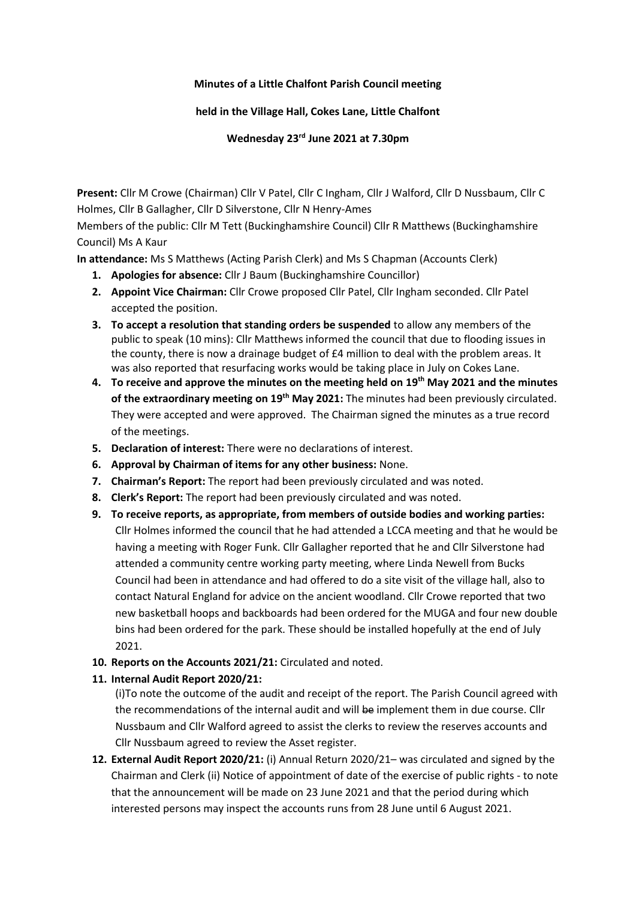**Minutes of a Little Chalfont Parish Council meeting**

**held in the Village Hall, Cokes Lane, Little Chalfont**

**Wednesday 23rd June 2021 at 7.30pm**

**Present:** Cllr M Crowe (Chairman) Cllr V Patel, Cllr C Ingham, Cllr J Walford, Cllr D Nussbaum, Cllr C Holmes, Cllr B Gallagher, Cllr D Silverstone, Cllr N Henry-Ames

Members of the public: Cllr M Tett (Buckinghamshire Council) Cllr R Matthews (Buckinghamshire Council) Ms A Kaur

**In attendance:** Ms S Matthews (Acting Parish Clerk) and Ms S Chapman (Accounts Clerk)

1. **Apologies for absence:** Cllr J Baum (Buckinghamshire Councillor)
2. **Appoint Vice Chairman:** Cllr Crowe proposed Cllr Patel, Cllr Ingham seconded. Cllr Patel accepted the position.
3. **To accept a resolution that standing orders be suspended** to allow any members of the public to speak (10 mins): Cllr Matthews informed the council that due to flooding issues in the county, there is now a drainage budget of £4 million to deal with the problem areas. It was also reported that resurfacing works would be taking place in July on Cokes Lane.
4. **To receive and approve the minutes on the meeting held on 19th May 2021 and the minutes of the extraordinary meeting on 19th May 2021:** The minutes had been previously circulated. They were accepted and were approved. The Chairman signed the minutes as a true record of the meetings.
5. **Declaration of interest:** There were no declarations of interest.
6. **Approval by Chairman of items for any other business:** None.
7. **Chairman's Report:** The report had been previously circulated and was noted.
8. **Clerk's Report:** The report had been previously circulated and was noted.
9. **To receive reports, as appropriate, from members of outside bodies and working parties:** Cllr Holmes informed the council that he had attended a LCCA meeting and that he would be having a meeting with Roger Funk. Cllr Gallagher reported that he and Cllr Silverstone had attended a community centre working party meeting, where Linda Newell from Bucks Council had been in attendance and had offered to do a site visit of the village hall, also to contact Natural England for advice on the ancient woodland. Cllr Crowe reported that two new basketball hoops and backboards had been ordered for the MUGA and four new double bins had been ordered for the park. These should be installed hopefully at the end of July 2021.
10. **Reports on the Accounts 2021/21:** Circulated and noted.
11. **Internal Audit Report 2020/21:**
    (i)To note the outcome of the audit and receipt of the report. The Parish Council agreed with the recommendations of the internal audit and will ~~be~~ implement them in due course. Cllr Nussbaum and Cllr Walford agreed to assist the clerks to review the reserves accounts and Cllr Nussbaum agreed to review the Asset register.
12. **External Audit Report 2020/21:** (i) Annual Return 2020/21– was circulated and signed by the Chairman and Clerk (ii) Notice of appointment of date of the exercise of public rights - to note that the announcement will be made on 23 June 2021 and that the period during which interested persons may inspect the accounts runs from 28 June until 6 August 2021.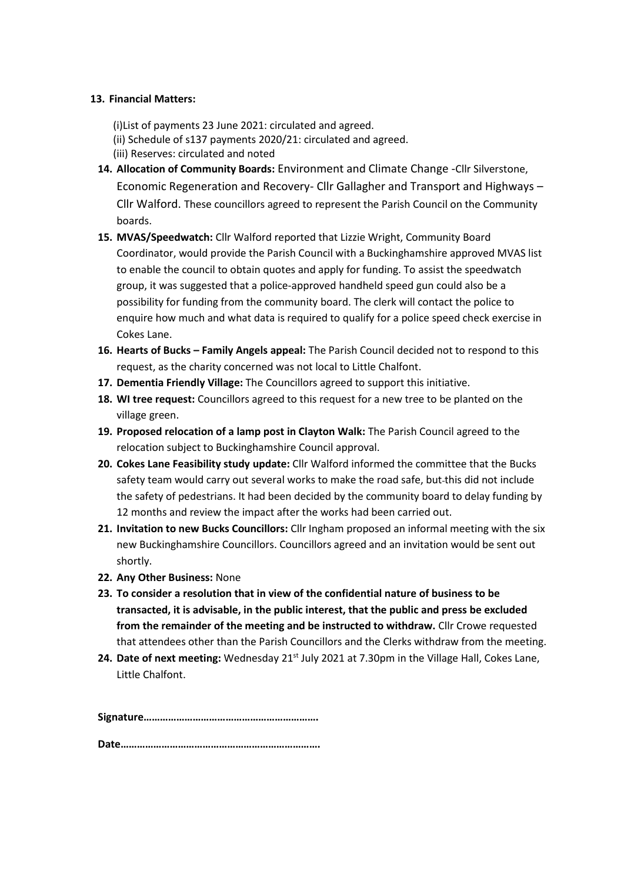**13. Financial Matters:**

(i)List of payments 23 June 2021: circulated and agreed.
(ii) Schedule of s137 payments 2020/21: circulated and agreed.
(iii) Reserves: circulated and noted

**14. Allocation of Community Boards:** Environment and Climate Change -Cllr Silverstone, Economic Regeneration and Recovery- Cllr Gallagher and Transport and Highways – Cllr Walford. These councillors agreed to represent the Parish Council on the Community boards.

**15. MVAS/Speedwatch:** Cllr Walford reported that Lizzie Wright, Community Board Coordinator, would provide the Parish Council with a Buckinghamshire approved MVAS list to enable the council to obtain quotes and apply for funding. To assist the speedwatch group, it was suggested that a police-approved handheld speed gun could also be a possibility for funding from the community board. The clerk will contact the police to enquire how much and what data is required to qualify for a police speed check exercise in Cokes Lane.

**16. Hearts of Bucks – Family Angels appeal:** The Parish Council decided not to respond to this request, as the charity concerned was not local to Little Chalfont.

**17. Dementia Friendly Village:** The Councillors agreed to support this initiative.

**18. WI tree request:** Councillors agreed to this request for a new tree to be planted on the village green.

**19. Proposed relocation of a lamp post in Clayton Walk:** The Parish Council agreed to the relocation subject to Buckinghamshire Council approval.

**20. Cokes Lane Feasibility study update:** Cllr Walford informed the committee that the Bucks safety team would carry out several works to make the road safe, but this did not include the safety of pedestrians. It had been decided by the community board to delay funding by 12 months and review the impact after the works had been carried out.

**21. Invitation to new Bucks Councillors:** Cllr Ingham proposed an informal meeting with the six new Buckinghamshire Councillors. Councillors agreed and an invitation would be sent out shortly.

**22. Any Other Business:** None

**23. To consider a resolution that in view of the confidential nature of business to be transacted, it is advisable, in the public interest, that the public and press be excluded from the remainder of the meeting and be instructed to withdraw.** Cllr Crowe requested that attendees other than the Parish Councillors and the Clerks withdraw from the meeting.

**24. Date of next meeting:** Wednesday 21st July 2021 at 7.30pm in the Village Hall, Cokes Lane, Little Chalfont.

**Signature……………………………………………………….**

**Date………………………………………………………………**